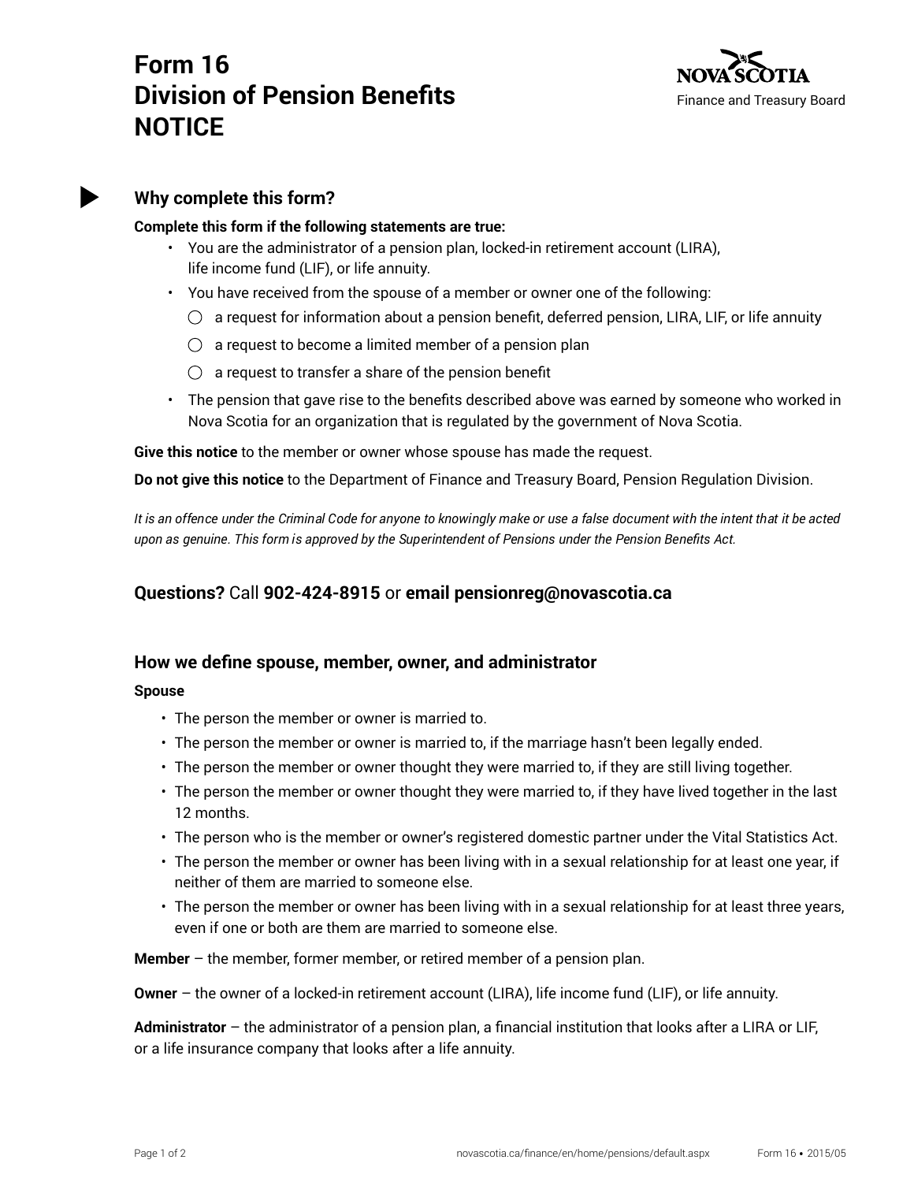# Form 16
# Division of Pension Benefits
# NOTICE

Nova Scotia
Finance and Treasury Board

## Why complete this form?

**Complete this form if the following statements are true:**

- You are the administrator of a pension plan, locked-in retirement account (LIRA), life income fund (LIF), or life annuity.
- You have received from the spouse of a member or owner one of the following:
  - ◯ a request for information about a pension benefit, deferred pension, LIRA, LIF, or life annuity
  - ◯ a request to become a limited member of a pension plan
  - ◯ a request to transfer a share of the pension benefit
- The pension that gave rise to the benefits described above was earned by someone who worked in Nova Scotia for an organization that is regulated by the government of Nova Scotia.

**Give this notice** to the member or owner whose spouse has made the request.

**Do not give this notice** to the Department of Finance and Treasury Board, Pension Regulation Division.

*It is an offence under the Criminal Code for anyone to knowingly make or use a false document with the intent that it be acted upon as genuine. This form is approved by the Superintendent of Pensions under the Pension Benefits Act.*

## Questions? Call **902-424-8915** or **email pensionreg@novascotia.ca**

## How we define spouse, member, owner, and administrator

**Spouse**

- The person the member or owner is married to.
- The person the member or owner is married to, if the marriage hasn't been legally ended.
- The person the member or owner thought they were married to, if they are still living together.
- The person the member or owner thought they were married to, if they have lived together in the last 12 months.
- The person who is the member or owner's registered domestic partner under the Vital Statistics Act.
- The person the member or owner has been living with in a sexual relationship for at least one year, if neither of them are married to someone else.
- The person the member or owner has been living with in a sexual relationship for at least three years, even if one or both are them are married to someone else.

**Member** – the member, former member, or retired member of a pension plan.

**Owner** – the owner of a locked-in retirement account (LIRA), life income fund (LIF), or life annuity.

**Administrator** – the administrator of a pension plan, a financial institution that looks after a LIRA or LIF, or a life insurance company that looks after a life annuity.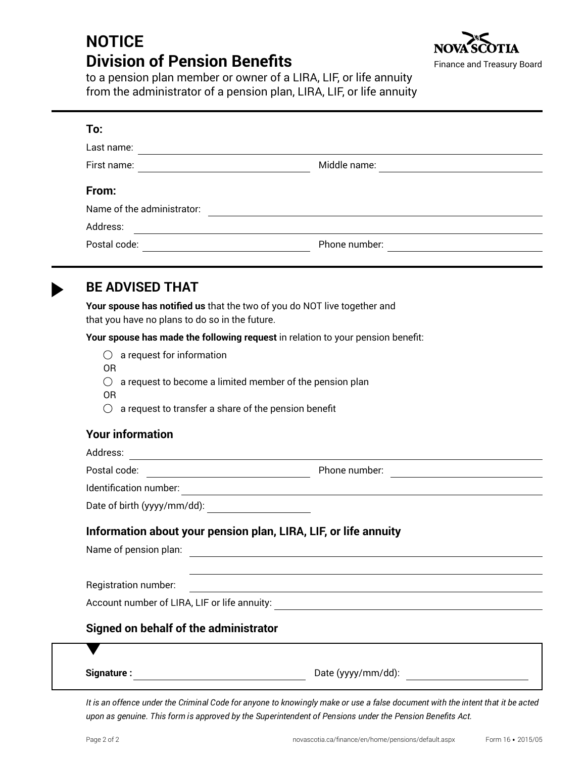# NOTICE
# Division of Pension Benefits

to a pension plan member or owner of a LIRA, LIF, or life annuity
from the administrator of a pension plan, LIRA, LIF, or life annuity

NOVA SCOTIA
Finance and Treasury Board

### To:

Last name: \_\_\_\_\_\_\_\_\_\_\_\_\_\_\_\_\_\_\_\_\_\_\_\_\_\_\_\_\_\_

First name: \_\_\_\_\_\_\_\_\_\_\_\_\_\_\_\_\_\_\_\_ Middle name: \_\_\_\_\_\_\_\_\_\_\_\_\_\_\_\_\_\_\_\_

### From:

Name of the administrator: \_\_\_\_\_\_\_\_\_\_\_\_\_\_\_\_\_\_\_\_\_\_\_\_\_\_\_\_\_\_

Address: \_\_\_\_\_\_\_\_\_\_\_\_\_\_\_\_\_\_\_\_\_\_\_\_\_\_\_\_\_\_

Postal code: \_\_\_\_\_\_\_\_\_\_\_\_\_\_\_\_\_\_\_\_ Phone number: \_\_\_\_\_\_\_\_\_\_\_\_\_\_\_\_\_\_\_\_

## BE ADVISED THAT

**Your spouse has notified us** that the two of you do NOT live together and that you have no plans to do so in the future.

**Your spouse has made the following request** in relation to your pension benefit:

- ◯ a request for information

OR

- ◯ a request to become a limited member of the pension plan

OR

- ◯ a request to transfer a share of the pension benefit

### Your information

Address: \_\_\_\_\_\_\_\_\_\_\_\_\_\_\_\_\_\_\_\_\_\_\_\_\_\_\_\_\_\_

Postal code: \_\_\_\_\_\_\_\_\_\_\_\_\_\_\_\_\_\_\_\_ Phone number: \_\_\_\_\_\_\_\_\_\_\_\_\_\_\_\_\_\_\_\_

Identification number: \_\_\_\_\_\_\_\_\_\_\_\_\_\_\_\_\_\_\_\_\_\_\_\_\_\_\_\_\_\_

Date of birth (yyyy/mm/dd): \_\_\_\_\_\_\_\_\_\_\_\_\_\_\_\_\_\_\_\_

### Information about your pension plan, LIRA, LIF, or life annuity

Name of pension plan: \_\_\_\_\_\_\_\_\_\_\_\_\_\_\_\_\_\_\_\_\_\_\_\_\_\_\_\_\_\_

\_\_\_\_\_\_\_\_\_\_\_\_\_\_\_\_\_\_\_\_\_\_\_\_\_\_\_\_\_\_

Registration number: \_\_\_\_\_\_\_\_\_\_\_\_\_\_\_\_\_\_\_\_\_\_\_\_\_\_\_\_\_\_

Account number of LIRA, LIF or life annuity: \_\_\_\_\_\_\_\_\_\_\_\_\_\_\_\_\_\_\_\_\_\_\_\_\_\_\_\_\_\_

### Signed on behalf of the administrator

**Signature :** \_\_\_\_\_\_\_\_\_\_\_\_\_\_\_\_\_\_\_\_ Date (yyyy/mm/dd): \_\_\_\_\_\_\_\_\_\_\_\_\_\_\_\_\_\_\_\_

*It is an offence under the Criminal Code for anyone to knowingly make or use a false document with the intent that it be acted upon as genuine. This form is approved by the Superintendent of Pensions under the Pension Benefits Act.*

novascotia.ca/finance/en/home/pensions/default.aspx Form 16 • 2015/05